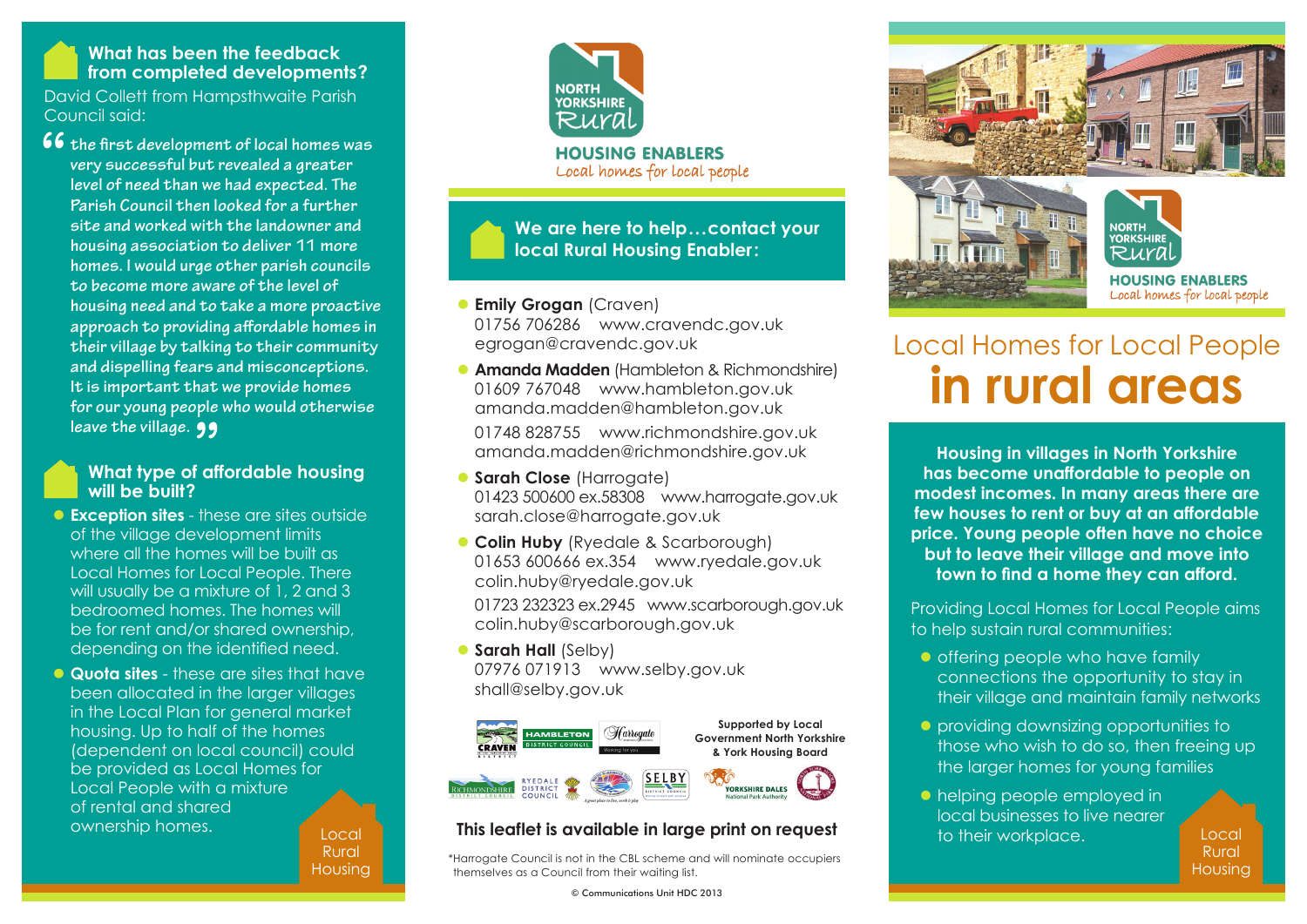## What has been feedback from completed developments?

David Collett from Hampsthwaite Parish Council said:

"the first development of local homes was very successful but revealed a greater level of need than we had expected. The Parish Council then looked for a further site and worked with the landowner and housing association to deliver 11 more homes. I would urge other parish councils to become more aware of the level of housing need and to take a more proactive approach to providing affordable homes in their village by talking to their community and dispelling fears and misconceptions. It is important that we provide homes for our young people who would otherwise leave the village."

## What type of affordable housing will be built?

- **Exception sites** - these are sites outside of the village development limits where all the homes will be built as Local Homes for Local People. There will usually be a mixture of 1, 2 and 3 bedroomed homes. The homes will be for rent and/or shared ownership, depending on the identified need.
- **Quota sites** - these are sites that have been allocated in the larger villages in the Local Plan for general market housing. Up to half of the homes (dependent on local council) could be provided as Local Homes for Local People with a mixture of rental and shared ownership homes.

Local Rural Housing

NORTH YORKSHIRE Rural HOUSING ENABLERS
*Local homes for local people*

## We are here to help…contact your local Rural Housing Enabler:

- **Emily Grogan** (Craven)
  01756 706286 www.cravendc.gov.uk
  egrogan@cravendc.gov.uk
- **Amanda Madden** (Hambleton & Richmondshire)
  01609 767048 www.hambleton.gov.uk
  amanda.madden@hambleton.gov.uk
  01748 828755 www.richmondshire.gov.uk
  amanda.madden@richmondshire.gov.uk
- **Sarah Close** (Harrogate)
  01423 500600 ex.58308 www.harrogate.gov.uk
  sarah.close@harrogate.gov.uk
- **Colin Huby** (Ryedale & Scarborough)
  01653 600666 ex.354 www.ryedale.gov.uk
  colin.huby@ryedale.gov.uk
  01723 232323 ex.2945 www.scarborough.gov.uk
  colin.huby@scarborough.gov.uk
- **Sarah Hall** (Selby)
  07976 071913 www.selby.gov.uk
  shall@selby.gov.uk

Supported by Local Government North Yorkshire & York Housing Board

**This leaflet is available in large print on request**

*Harrogate Council is not in the CBL scheme and will nominate occupiers themselves as a Council from their waiting list.

© Communications Unit HDC 2013

NORTH YORKSHIRE Rural HOUSING ENABLERS
*Local homes for local people*

# Local Homes for Local People in rural areas

**Housing in villages in North Yorkshire has become unaffordable to people on modest incomes. In many areas there are few houses to rent or buy at an affordable price. Young people often have no choice but to leave their village and move into town to find a home they can afford.**

Providing Local Homes for Local People aims to help sustain rural communities:

- offering people who have family connections the opportunity to stay in their village and maintain family networks
- providing downsizing opportunities to those who wish to do so, then freeing up the larger homes for young families
- helping people employed in local businesses to live nearer to their workplace.

Local Rural Housing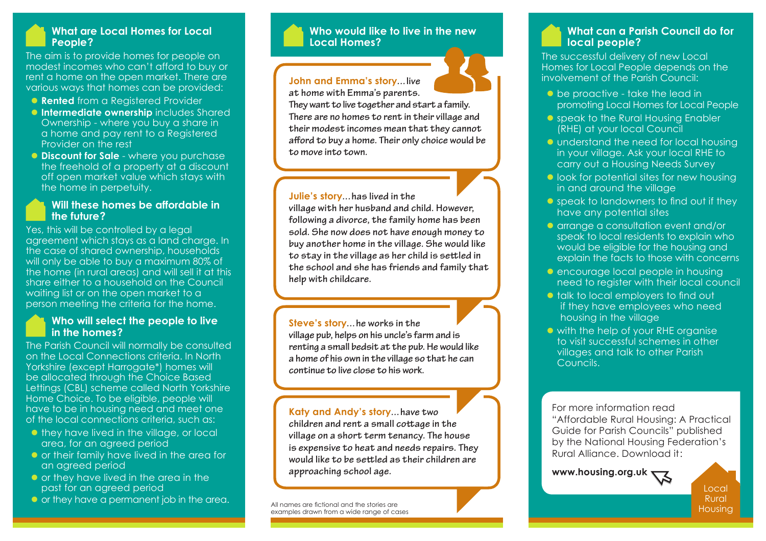## What are Local Homes for Local People?

The aim is to provide homes for people on modest incomes who can't afford to buy or rent a home on the open market. There are various ways that homes can be provided:

- **Rented** from a Registered Provider
- **Intermediate ownership** includes Shared Ownership - where you buy a share in a home and pay rent to a Registered Provider on the rest
- **Discount for Sale** - where you purchase the freehold of a property at a discount off open market value which stays with the home in perpetuity.

## Will these homes be affordable in the future?

Yes, this will be controlled by a legal agreement which stays as a land charge. In the case of shared ownership, households will only be able to buy a maximum 80% of the home (in rural areas) and will sell it at this share either to a household on the Council waiting list or on the open market to a person meeting the criteria for the home.

## Who will select the people to live in the homes?

The Parish Council will normally be consulted on the Local Connections criteria. In North Yorkshire (except Harrogate*) homes will be allocated through the Choice Based Lettings (CBL) scheme called North Yorkshire Home Choice. To be eligible, people will have to be in housing need and meet one of the local connections criteria, such as:

- they have lived in the village, or local area, for an agreed period
- or their family have lived in the area for an agreed period
- or they have lived in the area in the past for an agreed period
- or they have a permanent job in the area.

## Who would like to live in the new Local Homes?

**John and Emma's story**... live at home with Emma's parents. They want to live together and start a family. There are no homes to rent in their village and their modest incomes mean that they cannot afford to buy a home. Their only choice would be to move into town.

**Julie's story**... has lived in the village with her husband and child. However, following a divorce, the family home has been sold. She now does not have enough money to buy another home in the village. She would like to stay in the village as her child is settled in the school and she has friends and family that help with childcare.

**Steve's story**... he works in the village pub, helps on his uncle's farm and is renting a small bedsit at the pub. He would like a home of his own in the village so that he can continue to live close to his work.

**Katy and Andy's story**... have two children and rent a small cottage in the village on a short term tenancy. The house is expensive to heat and needs repairs. They would like to be settled as their children are approaching school age.

All names are fictional and the stories are examples drawn from a wide range of cases

## What can a Parish Council do for local people?

The successful delivery of new Local Homes for Local People depends on the involvement of the Parish Council:

- be proactive - take the lead in promoting Local Homes for Local People
- speak to the Rural Housing Enabler (RHE) at your local Council
- understand the need for local housing in your village. Ask your local RHE to carry out a Housing Needs Survey
- look for potential sites for new housing in and around the village
- speak to landowners to find out if they have any potential sites
- arrange a consultation event and/or speak to local residents to explain who would be eligible for the housing and explain the facts to those with concerns
- encourage local people in housing need to register with their local council
- talk to local employers to find out if they have employees who need housing in the village
- with the help of your RHE organise to visit successful schemes in other villages and talk to other Parish Councils.

For more information read "Affordable Rural Housing: A Practical Guide for Parish Councils" published by the National Housing Federation's Rural Alliance. Download it:

**www.housing.org.uk**

Local Rural Housing